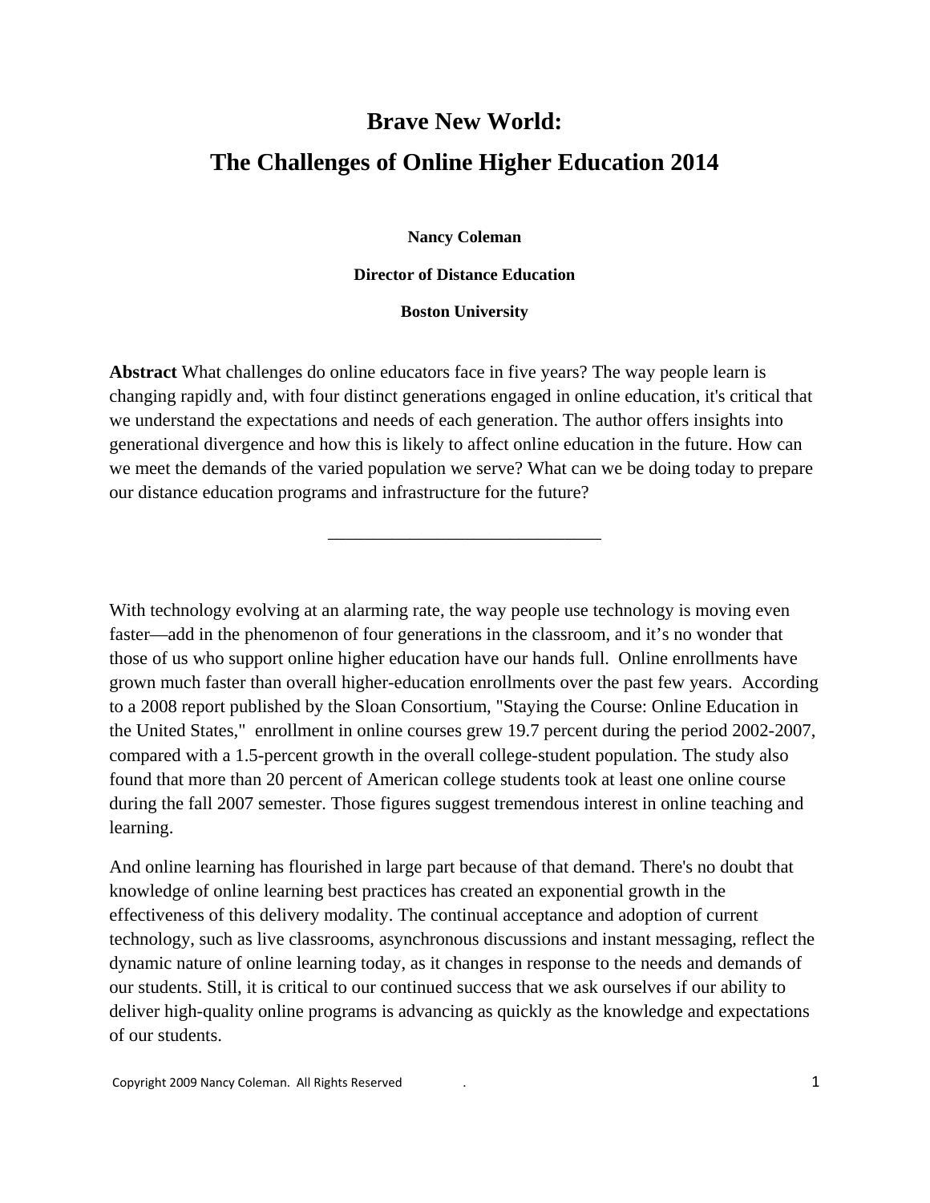# Brave New World:

# The Challenges of Online Higher Education 2014

**Nancy Coleman**

**Director of Distance Education**

**Boston University**

**Abstract** What challenges do online educators face in five years? The way people learn is changing rapidly and, with four distinct generations engaged in online education, it's critical that we understand the expectations and needs of each generation. The author offers insights into generational divergence and how this is likely to affect online education in the future. How can we meet the demands of the varied population we serve? What can we be doing today to prepare our distance education programs and infrastructure for the future?

---

With technology evolving at an alarming rate, the way people use technology is moving even faster—add in the phenomenon of four generations in the classroom, and it's no wonder that those of us who support online higher education have our hands full. Online enrollments have grown much faster than overall higher-education enrollments over the past few years. According to a 2008 report published by the Sloan Consortium, "Staying the Course: Online Education in the United States," enrollment in online courses grew 19.7 percent during the period 2002-2007, compared with a 1.5-percent growth in the overall college-student population. The study also found that more than 20 percent of American college students took at least one online course during the fall 2007 semester. Those figures suggest tremendous interest in online teaching and learning.

And online learning has flourished in large part because of that demand. There's no doubt that knowledge of online learning best practices has created an exponential growth in the effectiveness of this delivery modality. The continual acceptance and adoption of current technology, such as live classrooms, asynchronous discussions and instant messaging, reflect the dynamic nature of online learning today, as it changes in response to the needs and demands of our students. Still, it is critical to our continued success that we ask ourselves if our ability to deliver high-quality online programs is advancing as quickly as the knowledge and expectations of our students.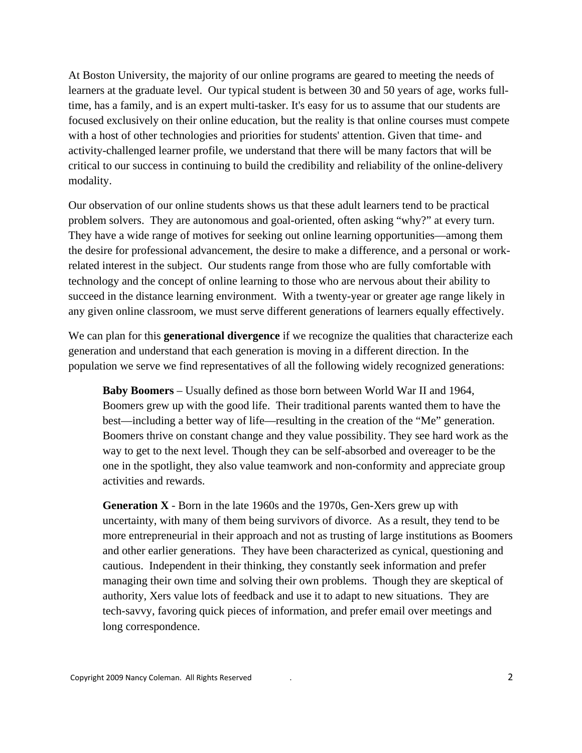At Boston University, the majority of our online programs are geared to meeting the needs of learners at the graduate level. Our typical student is between 30 and 50 years of age, works full-time, has a family, and is an expert multi-tasker. It's easy for us to assume that our students are focused exclusively on their online education, but the reality is that online courses must compete with a host of other technologies and priorities for students' attention. Given that time- and activity-challenged learner profile, we understand that there will be many factors that will be critical to our success in continuing to build the credibility and reliability of the online-delivery modality.

Our observation of our online students shows us that these adult learners tend to be practical problem solvers. They are autonomous and goal-oriented, often asking "why?" at every turn. They have a wide range of motives for seeking out online learning opportunities—among them the desire for professional advancement, the desire to make a difference, and a personal or work-related interest in the subject. Our students range from those who are fully comfortable with technology and the concept of online learning to those who are nervous about their ability to succeed in the distance learning environment. With a twenty-year or greater age range likely in any given online classroom, we must serve different generations of learners equally effectively.

We can plan for this **generational divergence** if we recognize the qualities that characterize each generation and understand that each generation is moving in a different direction. In the population we serve we find representatives of all the following widely recognized generations:

> **Baby Boomers** – Usually defined as those born between World War II and 1964, Boomers grew up with the good life. Their traditional parents wanted them to have the best—including a better way of life—resulting in the creation of the "Me" generation. Boomers thrive on constant change and they value possibility. They see hard work as the way to get to the next level. Though they can be self-absorbed and overeager to be the one in the spotlight, they also value teamwork and non-conformity and appreciate group activities and rewards.
>
> **Generation X** - Born in the late 1960s and the 1970s, Gen-Xers grew up with uncertainty, with many of them being survivors of divorce. As a result, they tend to be more entrepreneurial in their approach and not as trusting of large institutions as Boomers and other earlier generations. They have been characterized as cynical, questioning and cautious. Independent in their thinking, they constantly seek information and prefer managing their own time and solving their own problems. Though they are skeptical of authority, Xers value lots of feedback and use it to adapt to new situations. They are tech-savvy, favoring quick pieces of information, and prefer email over meetings and long correspondence.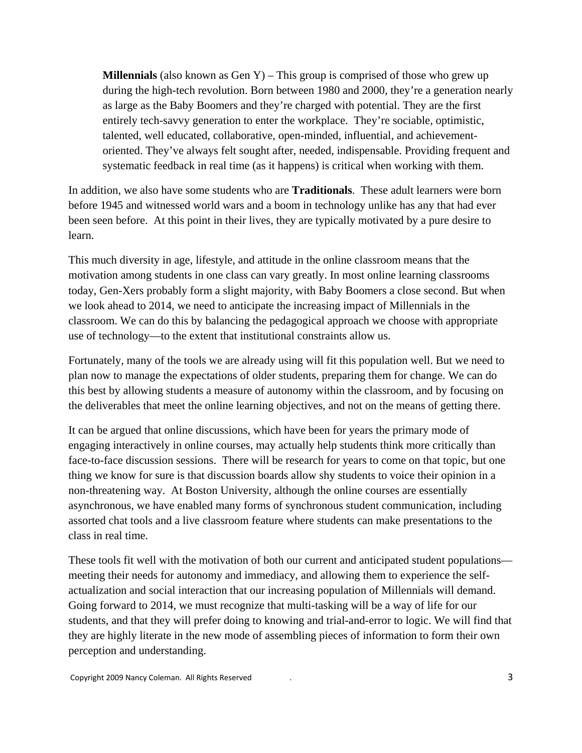**Millennials** (also known as Gen Y) – This group is comprised of those who grew up during the high-tech revolution. Born between 1980 and 2000, they're a generation nearly as large as the Baby Boomers and they're charged with potential. They are the first entirely tech-savvy generation to enter the workplace. They're sociable, optimistic, talented, well educated, collaborative, open-minded, influential, and achievement-oriented. They've always felt sought after, needed, indispensable. Providing frequent and systematic feedback in real time (as it happens) is critical when working with them.

In addition, we also have some students who are **Traditionals**. These adult learners were born before 1945 and witnessed world wars and a boom in technology unlike has any that had ever been seen before. At this point in their lives, they are typically motivated by a pure desire to learn.

This much diversity in age, lifestyle, and attitude in the online classroom means that the motivation among students in one class can vary greatly. In most online learning classrooms today, Gen-Xers probably form a slight majority, with Baby Boomers a close second. But when we look ahead to 2014, we need to anticipate the increasing impact of Millennials in the classroom. We can do this by balancing the pedagogical approach we choose with appropriate use of technology—to the extent that institutional constraints allow us.

Fortunately, many of the tools we are already using will fit this population well. But we need to plan now to manage the expectations of older students, preparing them for change. We can do this best by allowing students a measure of autonomy within the classroom, and by focusing on the deliverables that meet the online learning objectives, and not on the means of getting there.

It can be argued that online discussions, which have been for years the primary mode of engaging interactively in online courses, may actually help students think more critically than face-to-face discussion sessions. There will be research for years to come on that topic, but one thing we know for sure is that discussion boards allow shy students to voice their opinion in a non-threatening way. At Boston University, although the online courses are essentially asynchronous, we have enabled many forms of synchronous student communication, including assorted chat tools and a live classroom feature where students can make presentations to the class in real time.

These tools fit well with the motivation of both our current and anticipated student populations—meeting their needs for autonomy and immediacy, and allowing them to experience the self-actualization and social interaction that our increasing population of Millennials will demand. Going forward to 2014, we must recognize that multi-tasking will be a way of life for our students, and that they will prefer doing to knowing and trial-and-error to logic. We will find that they are highly literate in the new mode of assembling pieces of information to form their own perception and understanding.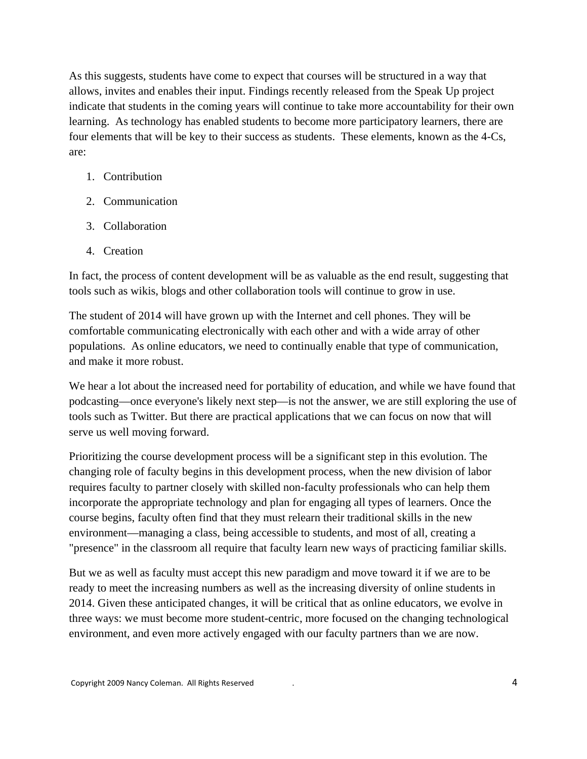As this suggests, students have come to expect that courses will be structured in a way that allows, invites and enables their input. Findings recently released from the Speak Up project indicate that students in the coming years will continue to take more accountability for their own learning. As technology has enabled students to become more participatory learners, there are four elements that will be key to their success as students. These elements, known as the 4-Cs, are:

1. Contribution
2. Communication
3. Collaboration
4. Creation

In fact, the process of content development will be as valuable as the end result, suggesting that tools such as wikis, blogs and other collaboration tools will continue to grow in use.

The student of 2014 will have grown up with the Internet and cell phones. They will be comfortable communicating electronically with each other and with a wide array of other populations. As online educators, we need to continually enable that type of communication, and make it more robust.

We hear a lot about the increased need for portability of education, and while we have found that podcasting—once everyone's likely next step—is not the answer, we are still exploring the use of tools such as Twitter. But there are practical applications that we can focus on now that will serve us well moving forward.

Prioritizing the course development process will be a significant step in this evolution. The changing role of faculty begins in this development process, when the new division of labor requires faculty to partner closely with skilled non-faculty professionals who can help them incorporate the appropriate technology and plan for engaging all types of learners. Once the course begins, faculty often find that they must relearn their traditional skills in the new environment—managing a class, being accessible to students, and most of all, creating a "presence" in the classroom all require that faculty learn new ways of practicing familiar skills.

But we as well as faculty must accept this new paradigm and move toward it if we are to be ready to meet the increasing numbers as well as the increasing diversity of online students in 2014. Given these anticipated changes, it will be critical that as online educators, we evolve in three ways: we must become more student-centric, more focused on the changing technological environment, and even more actively engaged with our faculty partners than we are now.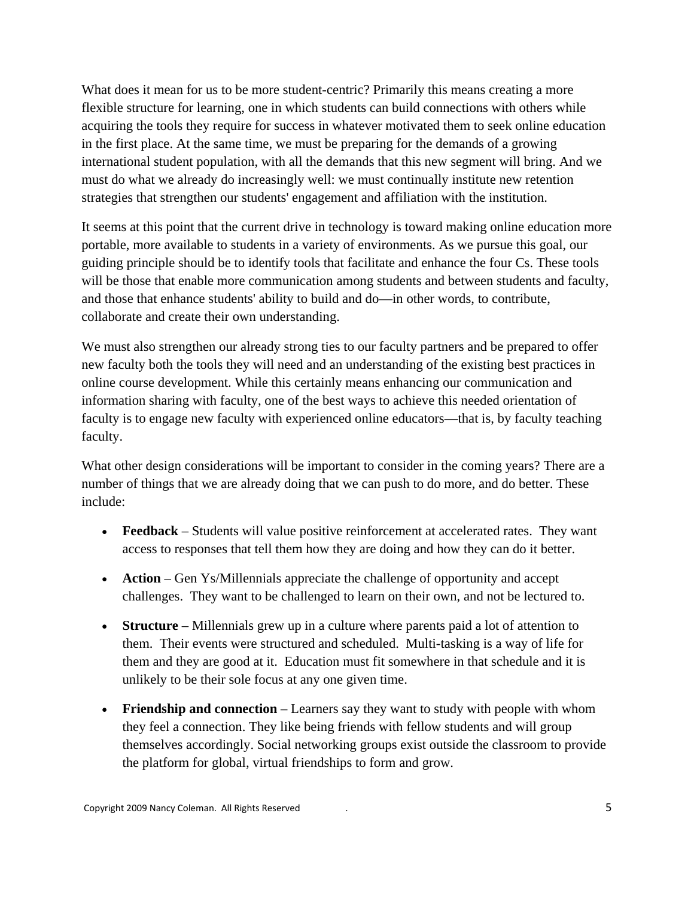What does it mean for us to be more student-centric? Primarily this means creating a more flexible structure for learning, one in which students can build connections with others while acquiring the tools they require for success in whatever motivated them to seek online education in the first place. At the same time, we must be preparing for the demands of a growing international student population, with all the demands that this new segment will bring. And we must do what we already do increasingly well: we must continually institute new retention strategies that strengthen our students' engagement and affiliation with the institution.

It seems at this point that the current drive in technology is toward making online education more portable, more available to students in a variety of environments. As we pursue this goal, our guiding principle should be to identify tools that facilitate and enhance the four Cs. These tools will be those that enable more communication among students and between students and faculty, and those that enhance students' ability to build and do—in other words, to contribute, collaborate and create their own understanding.

We must also strengthen our already strong ties to our faculty partners and be prepared to offer new faculty both the tools they will need and an understanding of the existing best practices in online course development. While this certainly means enhancing our communication and information sharing with faculty, one of the best ways to achieve this needed orientation of faculty is to engage new faculty with experienced online educators—that is, by faculty teaching faculty.

What other design considerations will be important to consider in the coming years? There are a number of things that we are already doing that we can push to do more, and do better. These include:

- **Feedback** – Students will value positive reinforcement at accelerated rates. They want access to responses that tell them how they are doing and how they can do it better.
- **Action** – Gen Ys/Millennials appreciate the challenge of opportunity and accept challenges. They want to be challenged to learn on their own, and not be lectured to.
- **Structure** – Millennials grew up in a culture where parents paid a lot of attention to them. Their events were structured and scheduled. Multi-tasking is a way of life for them and they are good at it. Education must fit somewhere in that schedule and it is unlikely to be their sole focus at any one given time.
- **Friendship and connection** – Learners say they want to study with people with whom they feel a connection. They like being friends with fellow students and will group themselves accordingly. Social networking groups exist outside the classroom to provide the platform for global, virtual friendships to form and grow.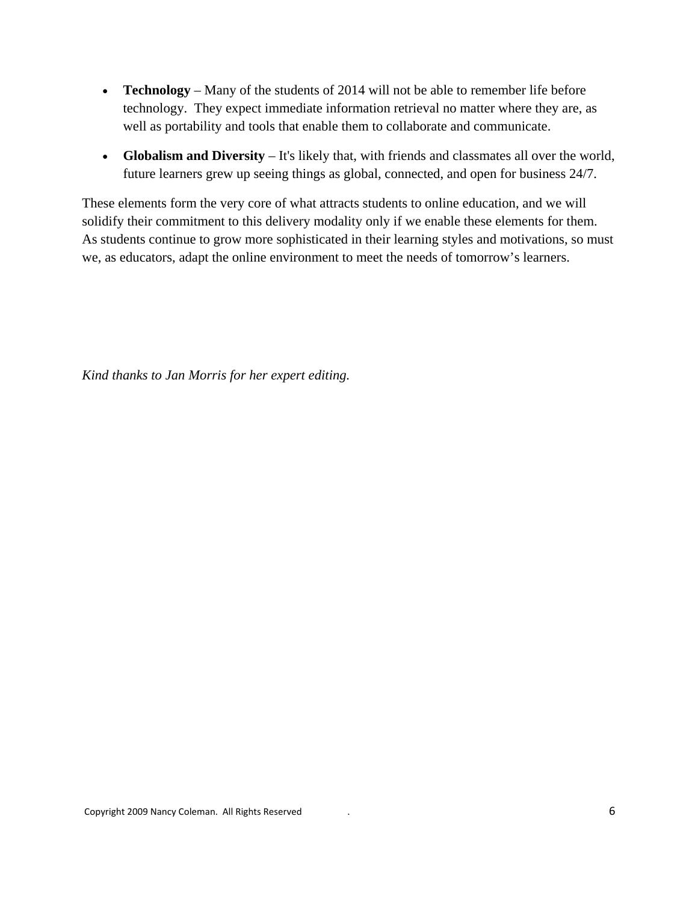- **Technology** – Many of the students of 2014 will not be able to remember life before technology. They expect immediate information retrieval no matter where they are, as well as portability and tools that enable them to collaborate and communicate.

- **Globalism and Diversity** – It's likely that, with friends and classmates all over the world, future learners grew up seeing things as global, connected, and open for business 24/7.

These elements form the very core of what attracts students to online education, and we will solidify their commitment to this delivery modality only if we enable these elements for them. As students continue to grow more sophisticated in their learning styles and motivations, so must we, as educators, adapt the online environment to meet the needs of tomorrow's learners.

*Kind thanks to Jan Morris for her expert editing.*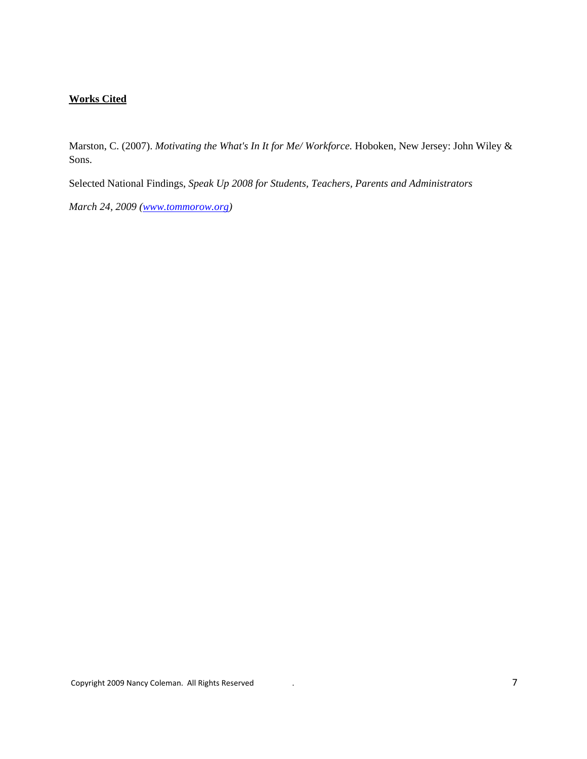**Works Cited**

Marston, C. (2007). *Motivating the What's In It for Me/ Workforce.* Hoboken, New Jersey: John Wiley & Sons.

Selected National Findings, *Speak Up 2008 for Students, Teachers, Parents and Administrators*

*March 24, 2009 (www.tommorow.org)*